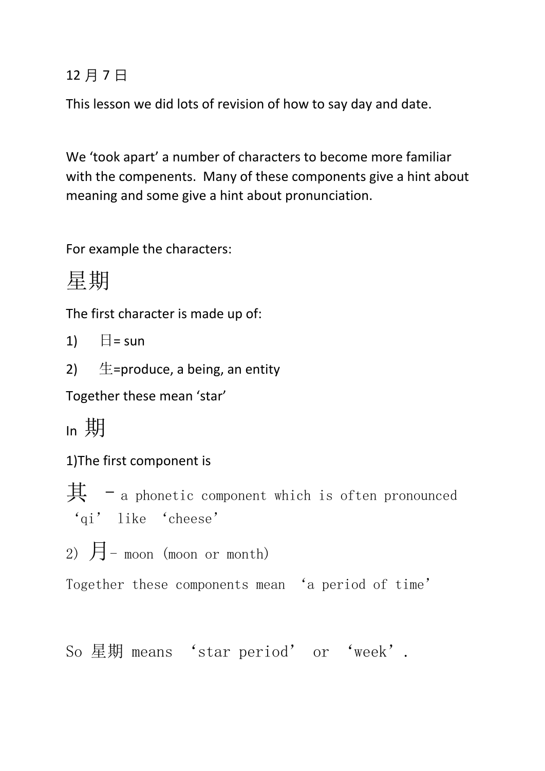12 月 7 日

This lesson we did lots of revision of how to say day and date.

We ‘took apart’ a number of characters to become more familiar with the compenents. Many of these components give a hint about meaning and some give a hint about pronunciation.

For example the characters:

# 星期

The first character is made up of:

1) 日= sun
2) 生=produce, a being, an entity

Together these mean ‘star’

In **期**

1)The first component is

**其** – a phonetic component which is often pronounced ‘qi’ like ‘cheese’

2) **月**– moon (moon or month)

Together these components mean ‘a period of time’

So 星期 means ‘star period’ or ‘week’.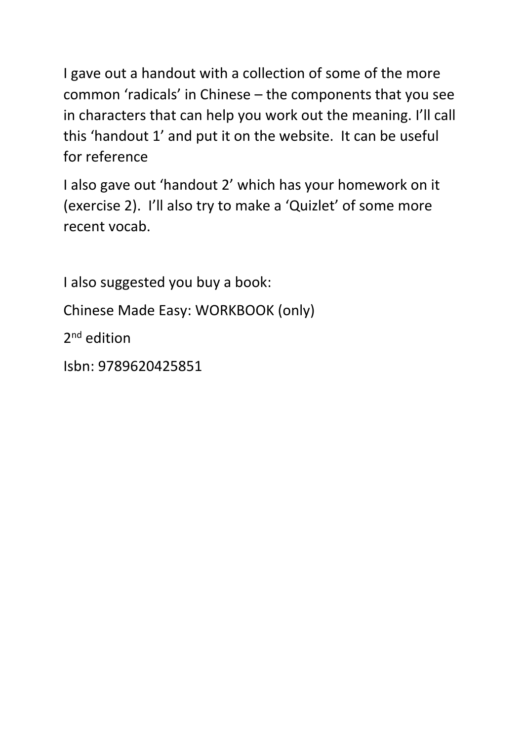I gave out a handout with a collection of some of the more common 'radicals' in Chinese – the components that you see in characters that can help you work out the meaning. I'll call this 'handout 1' and put it on the website.  It can be useful for reference

I also gave out 'handout 2' which has your homework on it (exercise 2).  I'll also try to make a 'Quizlet' of some more recent vocab.

I also suggested you buy a book:

Chinese Made Easy: WORKBOOK (only)

2nd edition

Isbn: 9789620425851